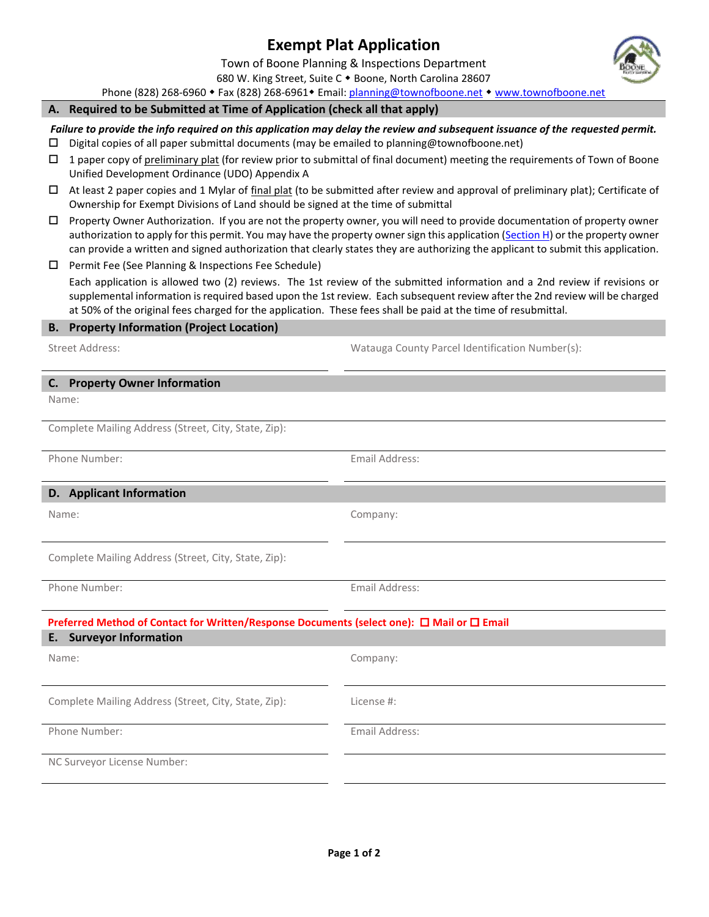# Exempt Plat Application

Town of Boone Planning & Inspections Department

680 W. King Street, Suite C ◆ Boone, North Carolina 28607

Phone (828) 268-6960 ◆ Fax (828) 268-6961◆ Email: planning@townofboone.net ◆ www.townofboone.net

## A. Required to be Submitted at Time of Application (check all that apply)

***Failure to provide the info required on this application may delay the review and subsequent issuance of the requested permit.***

- ☐ Digital copies of all paper submittal documents (may be emailed to planning@townofboone.net)
- ☐ 1 paper copy of preliminary plat (for review prior to submittal of final document) meeting the requirements of Town of Boone Unified Development Ordinance (UDO) Appendix A
- ☐ At least 2 paper copies and 1 Mylar of final plat (to be submitted after review and approval of preliminary plat); Certificate of Ownership for Exempt Divisions of Land should be signed at the time of submittal
- ☐ Property Owner Authorization. If you are not the property owner, you will need to provide documentation of property owner authorization to apply for this permit. You may have the property owner sign this application (Section H) or the property owner can provide a written and signed authorization that clearly states they are authorizing the applicant to submit this application.
- ☐ Permit Fee (See Planning & Inspections Fee Schedule)

  Each application is allowed two (2) reviews. The 1st review of the submitted information and a 2nd review if revisions or supplemental information is required based upon the 1st review. Each subsequent review after the 2nd review will be charged at 50% of the original fees charged for the application. These fees shall be paid at the time of resubmittal.

## B. Property Information (Project Location)

Street Address: ____________________

Watauga County Parcel Identification Number(s): ____________________

## C. Property Owner Information

Name: ____________________

Complete Mailing Address (Street, City, State, Zip): ____________________

Phone Number: ____________________

Email Address: ____________________

## D. Applicant Information

Name: ____________________

Company: ____________________

Complete Mailing Address (Street, City, State, Zip): ____________________

Phone Number: ____________________

Email Address: ____________________

**Preferred Method of Contact for Written/Response Documents (select one): ☐ Mail or ☐ Email**

## E. Surveyor Information

Name: ____________________

Company: ____________________

Complete Mailing Address (Street, City, State, Zip): ____________________

License #: ____________________

Phone Number: ____________________

Email Address: ____________________

NC Surveyor License Number: ____________________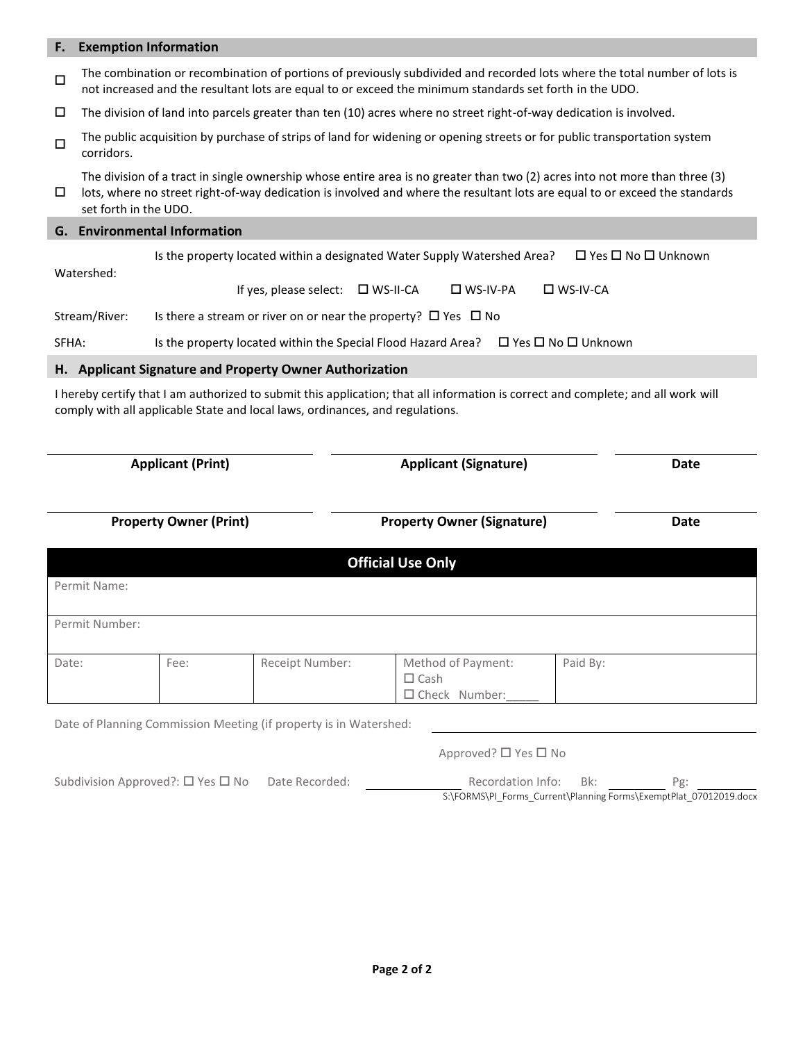## F. Exemption Information

☐ The combination or recombination of portions of previously subdivided and recorded lots where the total number of lots is not increased and the resultant lots are equal to or exceed the minimum standards set forth in the UDO.

☐ The division of land into parcels greater than ten (10) acres where no street right-of-way dedication is involved.

☐ The public acquisition by purchase of strips of land for widening or opening streets or for public transportation system corridors.

☐ The division of a tract in single ownership whose entire area is no greater than two (2) acres into not more than three (3) lots, where no street right-of-way dedication is involved and where the resultant lots are equal to or exceed the standards set forth in the UDO.

## G. Environmental Information

Watershed: Is the property located within a designated Water Supply Watershed Area? ☐ Yes ☐ No ☐ Unknown

If yes, please select: ☐ WS-II-CA ☐ WS-IV-PA ☐ WS-IV-CA

Stream/River: Is there a stream or river on or near the property? ☐ Yes ☐ No

SFHA: Is the property located within the Special Flood Hazard Area? ☐ Yes ☐ No ☐ Unknown

## H. Applicant Signature and Property Owner Authorization

I hereby certify that I am authorized to submit this application; that all information is correct and complete; and all work will comply with all applicable State and local laws, ordinances, and regulations.

| Applicant (Print) | Applicant (Signature) | Date |
|---|---|---|
| **Property Owner (Print)** | **Property Owner (Signature)** | **Date** |

## Official Use Only

| | | | | |
|---|---|---|---|---|
| Permit Name: | | | | |
| Permit Number: | | | | |
| Date: | Fee: | Receipt Number: | Method of Payment: ☐ Cash ☐ Check Number:_____ | Paid By: |

Date of Planning Commission Meeting (if property is in Watershed: ____________________

Approved? ☐ Yes ☐ No

Subdivision Approved?: ☐ Yes ☐ No Date Recorded: ____________ Recordation Info: Bk: ________ Pg: ________

S:\FORMS\PI_Forms_Current\Planning Forms\ExemptPlat_07012019.docx